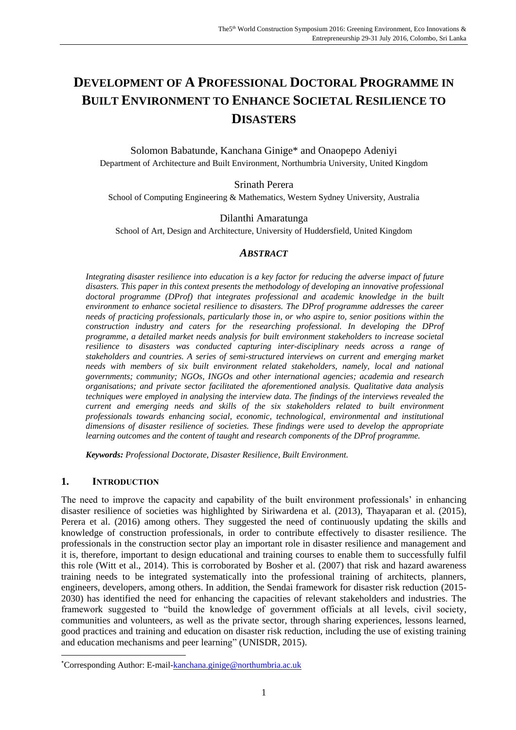# Development of a Professional Doctoral Programme in Built Environment to Enhance Societal Resilience to Disasters

Solomon Babatunde, Kanchana Ginige* and Onaopepo Adeniyi
Department of Architecture and Built Environment, Northumbria University, United Kingdom

Srinath Perera
School of Computing Engineering & Mathematics, Western Sydney University, Australia

Dilanthi Amaratunga
School of Art, Design and Architecture, University of Huddersfield, United Kingdom

## *Abstract*

*Integrating disaster resilience into education is a key factor for reducing the adverse impact of future disasters. This paper in this context presents the methodology of developing an innovative professional doctoral programme (DProf) that integrates professional and academic knowledge in the built environment to enhance societal resilience to disasters. The DProf programme addresses the career needs of practicing professionals, particularly those in, or who aspire to, senior positions within the construction industry and caters for the researching professional. In developing the DProf programme, a detailed market needs analysis for built environment stakeholders to increase societal resilience to disasters was conducted capturing inter-disciplinary needs across a range of stakeholders and countries. A series of semi-structured interviews on current and emerging market needs with members of six built environment related stakeholders, namely, local and national governments; community; NGOs, INGOs and other international agencies; academia and research organisations; and private sector facilitated the aforementioned analysis. Qualitative data analysis techniques were employed in analysing the interview data. The findings of the interviews revealed the current and emerging needs and skills of the six stakeholders related to built environment professionals towards enhancing social, economic, technological, environmental and institutional dimensions of disaster resilience of societies. These findings were used to develop the appropriate learning outcomes and the content of taught and research components of the DProf programme.*

***Keywords:** Professional Doctorate, Disaster Resilience, Built Environment.*

## 1. Introduction

The need to improve the capacity and capability of the built environment professionals' in enhancing disaster resilience of societies was highlighted by Siriwardena et al. (2013), Thayaparan et al. (2015), Perera et al. (2016) among others. They suggested the need of continuously updating the skills and knowledge of construction professionals, in order to contribute effectively to disaster resilience. The professionals in the construction sector play an important role in disaster resilience and management and it is, therefore, important to design educational and training courses to enable them to successfully fulfil this role (Witt et al., 2014). This is corroborated by Bosher et al. (2007) that risk and hazard awareness training needs to be integrated systematically into the professional training of architects, planners, engineers, developers, among others. In addition, the Sendai framework for disaster risk reduction (2015-2030) has identified the need for enhancing the capacities of relevant stakeholders and industries. The framework suggested to "build the knowledge of government officials at all levels, civil society, communities and volunteers, as well as the private sector, through sharing experiences, lessons learned, good practices and training and education on disaster risk reduction, including the use of existing training and education mechanisms and peer learning" (UNISDR, 2015).

*Corresponding Author: E-mail-kanchana.ginige@northumbria.ac.uk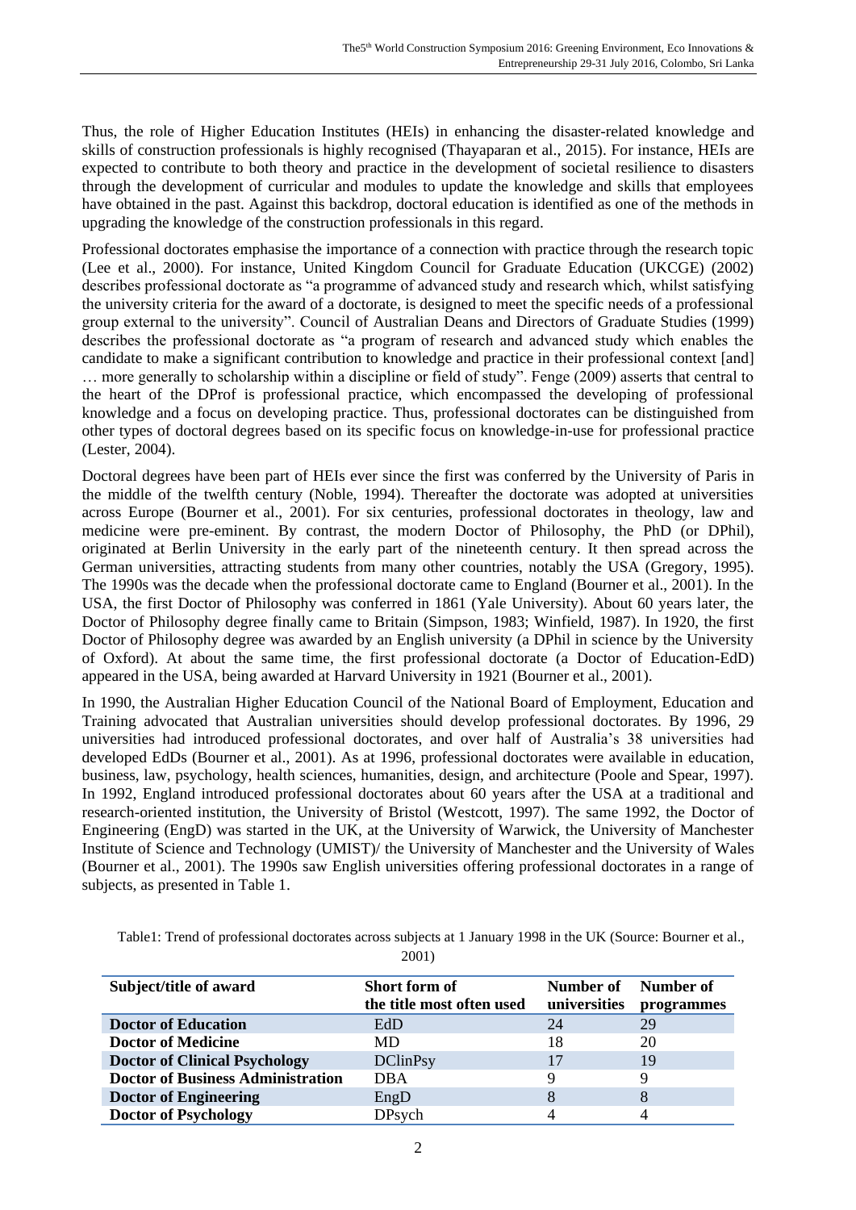Thus, the role of Higher Education Institutes (HEIs) in enhancing the disaster-related knowledge and skills of construction professionals is highly recognised (Thayaparan et al., 2015). For instance, HEIs are expected to contribute to both theory and practice in the development of societal resilience to disasters through the development of curricular and modules to update the knowledge and skills that employees have obtained in the past. Against this backdrop, doctoral education is identified as one of the methods in upgrading the knowledge of the construction professionals in this regard.

Professional doctorates emphasise the importance of a connection with practice through the research topic (Lee et al., 2000). For instance, United Kingdom Council for Graduate Education (UKCGE) (2002) describes professional doctorate as "a programme of advanced study and research which, whilst satisfying the university criteria for the award of a doctorate, is designed to meet the specific needs of a professional group external to the university". Council of Australian Deans and Directors of Graduate Studies (1999) describes the professional doctorate as "a program of research and advanced study which enables the candidate to make a significant contribution to knowledge and practice in their professional context [and] … more generally to scholarship within a discipline or field of study". Fenge (2009) asserts that central to the heart of the DProf is professional practice, which encompassed the developing of professional knowledge and a focus on developing practice. Thus, professional doctorates can be distinguished from other types of doctoral degrees based on its specific focus on knowledge-in-use for professional practice (Lester, 2004).

Doctoral degrees have been part of HEIs ever since the first was conferred by the University of Paris in the middle of the twelfth century (Noble, 1994). Thereafter the doctorate was adopted at universities across Europe (Bourner et al., 2001). For six centuries, professional doctorates in theology, law and medicine were pre-eminent. By contrast, the modern Doctor of Philosophy, the PhD (or DPhil), originated at Berlin University in the early part of the nineteenth century. It then spread across the German universities, attracting students from many other countries, notably the USA (Gregory, 1995). The 1990s was the decade when the professional doctorate came to England (Bourner et al., 2001). In the USA, the first Doctor of Philosophy was conferred in 1861 (Yale University). About 60 years later, the Doctor of Philosophy degree finally came to Britain (Simpson, 1983; Winfield, 1987). In 1920, the first Doctor of Philosophy degree was awarded by an English university (a DPhil in science by the University of Oxford). At about the same time, the first professional doctorate (a Doctor of Education-EdD) appeared in the USA, being awarded at Harvard University in 1921 (Bourner et al., 2001).

In 1990, the Australian Higher Education Council of the National Board of Employment, Education and Training advocated that Australian universities should develop professional doctorates. By 1996, 29 universities had introduced professional doctorates, and over half of Australia's 38 universities had developed EdDs (Bourner et al., 2001). As at 1996, professional doctorates were available in education, business, law, psychology, health sciences, humanities, design, and architecture (Poole and Spear, 1997). In 1992, England introduced professional doctorates about 60 years after the USA at a traditional and research-oriented institution, the University of Bristol (Westcott, 1997). The same 1992, the Doctor of Engineering (EngD) was started in the UK, at the University of Warwick, the University of Manchester Institute of Science and Technology (UMIST)/ the University of Manchester and the University of Wales (Bourner et al., 2001). The 1990s saw English universities offering professional doctorates in a range of subjects, as presented in Table 1.

Table1: Trend of professional doctorates across subjects at 1 January 1998 in the UK (Source: Bourner et al., 2001)

| Subject/title of award | Short form of the title most often used | Number of universities | Number of programmes |
|---|---|---|---|
| **Doctor of Education** | EdD | 24 | 29 |
| **Doctor of Medicine** | MD | 18 | 20 |
| **Doctor of Clinical Psychology** | DClinPsy | 17 | 19 |
| **Doctor of Business Administration** | DBA | 9 | 9 |
| **Doctor of Engineering** | EngD | 8 | 8 |
| **Doctor of Psychology** | DPsych | 4 | 4 |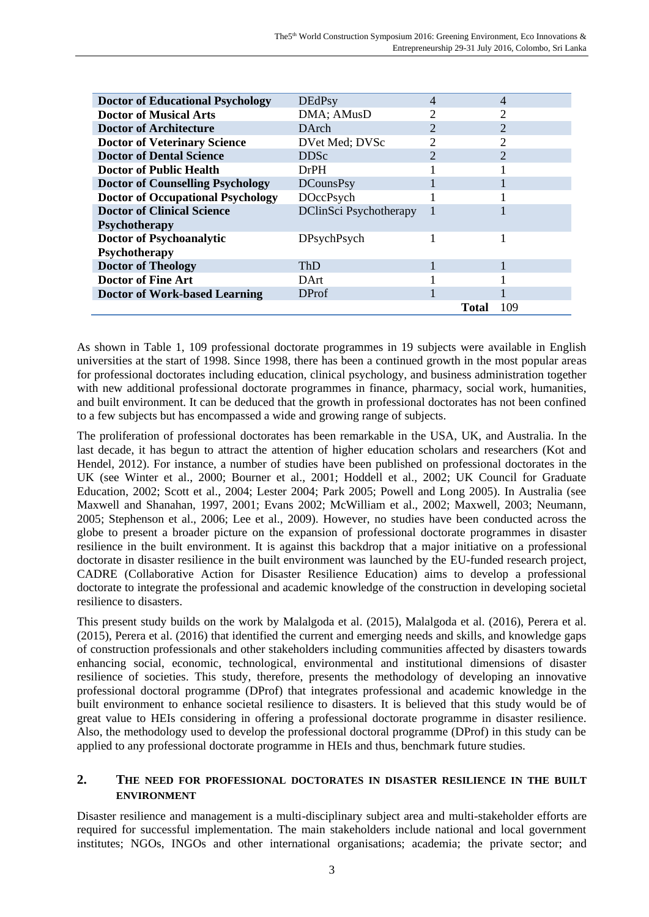| | | | |
|---|---|---|---|
| **Doctor of Educational Psychology** | DEdPsy | 4 | 4 |
| **Doctor of Musical Arts** | DMA; AMusD | 2 | 2 |
| **Doctor of Architecture** | DArch | 2 | 2 |
| **Doctor of Veterinary Science** | DVet Med; DVSc | 2 | 2 |
| **Doctor of Dental Science** | DDSc | 2 | 2 |
| **Doctor of Public Health** | DrPH | 1 | 1 |
| **Doctor of Counselling Psychology** | DCounsPsy | 1 | 1 |
| **Doctor of Occupational Psychology** | DOccPsych | 1 | 1 |
| **Doctor of Clinical Science Psychotherapy** | DClinSci Psychotherapy | 1 | 1 |
| **Doctor of Psychoanalytic Psychotherapy** | DPsychPsych | 1 | 1 |
| **Doctor of Theology** | ThD | 1 | 1 |
| **Doctor of Fine Art** | DArt | 1 | 1 |
| **Doctor of Work-based Learning** | DProf | 1 | 1 |
| | | **Total** | 109 |

As shown in Table 1, 109 professional doctorate programmes in 19 subjects were available in English universities at the start of 1998. Since 1998, there has been a continued growth in the most popular areas for professional doctorates including education, clinical psychology, and business administration together with new additional professional doctorate programmes in finance, pharmacy, social work, humanities, and built environment. It can be deduced that the growth in professional doctorates has not been confined to a few subjects but has encompassed a wide and growing range of subjects.

The proliferation of professional doctorates has been remarkable in the USA, UK, and Australia. In the last decade, it has begun to attract the attention of higher education scholars and researchers (Kot and Hendel, 2012). For instance, a number of studies have been published on professional doctorates in the UK (see Winter et al., 2000; Bourner et al., 2001; Hoddell et al., 2002; UK Council for Graduate Education, 2002; Scott et al., 2004; Lester 2004; Park 2005; Powell and Long 2005). In Australia (see Maxwell and Shanahan, 1997, 2001; Evans 2002; McWilliam et al., 2002; Maxwell, 2003; Neumann, 2005; Stephenson et al., 2006; Lee et al., 2009). However, no studies have been conducted across the globe to present a broader picture on the expansion of professional doctorate programmes in disaster resilience in the built environment. It is against this backdrop that a major initiative on a professional doctorate in disaster resilience in the built environment was launched by the EU-funded research project, CADRE (Collaborative Action for Disaster Resilience Education) aims to develop a professional doctorate to integrate the professional and academic knowledge of the construction in developing societal resilience to disasters.

This present study builds on the work by Malalgoda et al. (2015), Malalgoda et al. (2016), Perera et al. (2015), Perera et al. (2016) that identified the current and emerging needs and skills, and knowledge gaps of construction professionals and other stakeholders including communities affected by disasters towards enhancing social, economic, technological, environmental and institutional dimensions of disaster resilience of societies. This study, therefore, presents the methodology of developing an innovative professional doctoral programme (DProf) that integrates professional and academic knowledge in the built environment to enhance societal resilience to disasters. It is believed that this study would be of great value to HEIs considering in offering a professional doctorate programme in disaster resilience. Also, the methodology used to develop the professional doctoral programme (DProf) in this study can be applied to any professional doctorate programme in HEIs and thus, benchmark future studies.

## 2. THE NEED FOR PROFESSIONAL DOCTORATES IN DISASTER RESILIENCE IN THE BUILT ENVIRONMENT

Disaster resilience and management is a multi-disciplinary subject area and multi-stakeholder efforts are required for successful implementation. The main stakeholders include national and local government institutes; NGOs, INGOs and other international organisations; academia; the private sector; and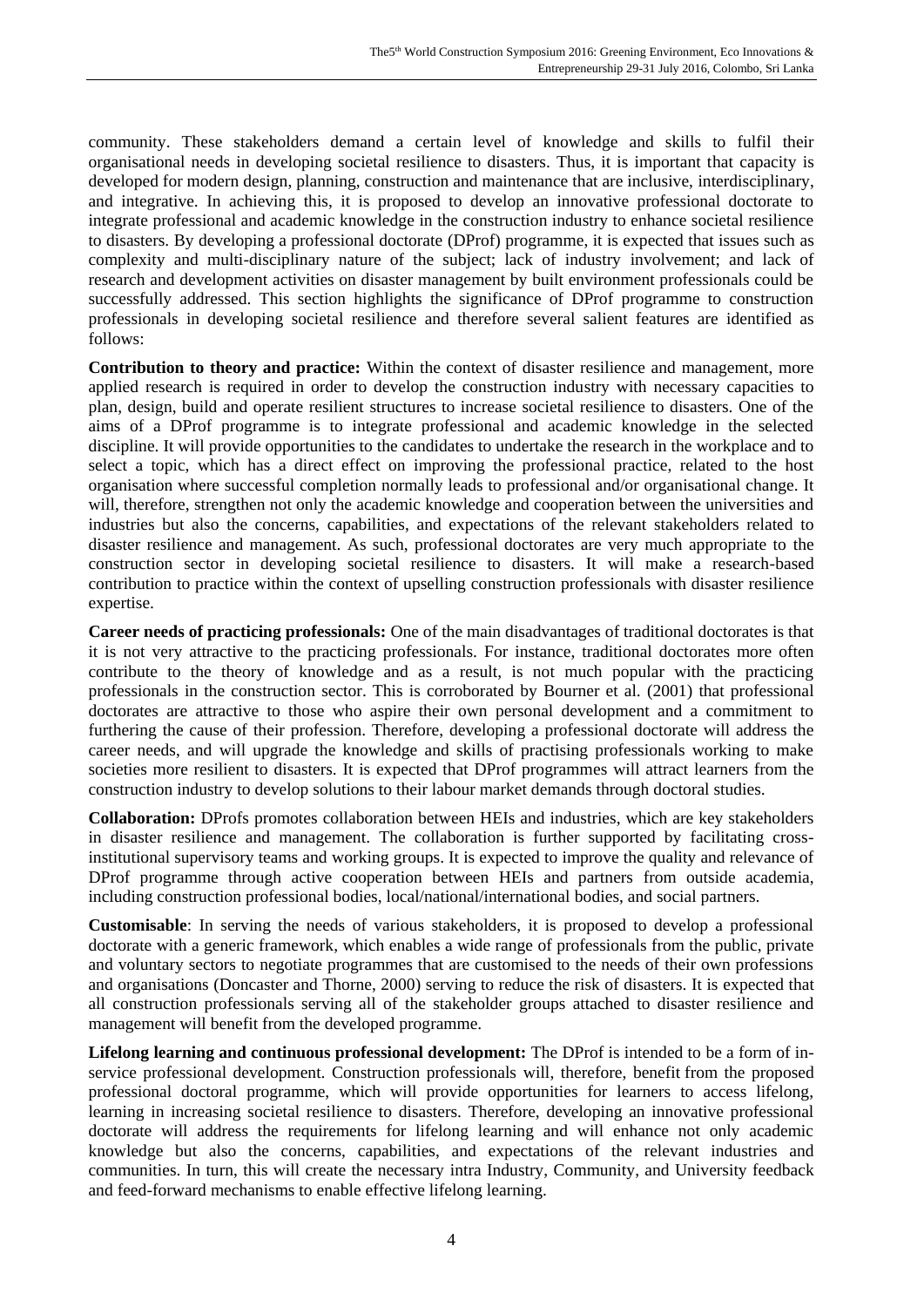community. These stakeholders demand a certain level of knowledge and skills to fulfil their organisational needs in developing societal resilience to disasters. Thus, it is important that capacity is developed for modern design, planning, construction and maintenance that are inclusive, interdisciplinary, and integrative. In achieving this, it is proposed to develop an innovative professional doctorate to integrate professional and academic knowledge in the construction industry to enhance societal resilience to disasters. By developing a professional doctorate (DProf) programme, it is expected that issues such as complexity and multi-disciplinary nature of the subject; lack of industry involvement; and lack of research and development activities on disaster management by built environment professionals could be successfully addressed. This section highlights the significance of DProf programme to construction professionals in developing societal resilience and therefore several salient features are identified as follows:

**Contribution to theory and practice:** Within the context of disaster resilience and management, more applied research is required in order to develop the construction industry with necessary capacities to plan, design, build and operate resilient structures to increase societal resilience to disasters. One of the aims of a DProf programme is to integrate professional and academic knowledge in the selected discipline. It will provide opportunities to the candidates to undertake the research in the workplace and to select a topic, which has a direct effect on improving the professional practice, related to the host organisation where successful completion normally leads to professional and/or organisational change. It will, therefore, strengthen not only the academic knowledge and cooperation between the universities and industries but also the concerns, capabilities, and expectations of the relevant stakeholders related to disaster resilience and management. As such, professional doctorates are very much appropriate to the construction sector in developing societal resilience to disasters. It will make a research-based contribution to practice within the context of upselling construction professionals with disaster resilience expertise.

**Career needs of practicing professionals:** One of the main disadvantages of traditional doctorates is that it is not very attractive to the practicing professionals. For instance, traditional doctorates more often contribute to the theory of knowledge and as a result, is not much popular with the practicing professionals in the construction sector. This is corroborated by Bourner et al. (2001) that professional doctorates are attractive to those who aspire their own personal development and a commitment to furthering the cause of their profession. Therefore, developing a professional doctorate will address the career needs, and will upgrade the knowledge and skills of practising professionals working to make societies more resilient to disasters. It is expected that DProf programmes will attract learners from the construction industry to develop solutions to their labour market demands through doctoral studies.

**Collaboration:** DProfs promotes collaboration between HEIs and industries, which are key stakeholders in disaster resilience and management. The collaboration is further supported by facilitating cross-institutional supervisory teams and working groups. It is expected to improve the quality and relevance of DProf programme through active cooperation between HEIs and partners from outside academia, including construction professional bodies, local/national/international bodies, and social partners.

**Customisable**: In serving the needs of various stakeholders, it is proposed to develop a professional doctorate with a generic framework, which enables a wide range of professionals from the public, private and voluntary sectors to negotiate programmes that are customised to the needs of their own professions and organisations (Doncaster and Thorne, 2000) serving to reduce the risk of disasters. It is expected that all construction professionals serving all of the stakeholder groups attached to disaster resilience and management will benefit from the developed programme.

**Lifelong learning and continuous professional development:** The DProf is intended to be a form of in-service professional development. Construction professionals will, therefore, benefit from the proposed professional doctoral programme, which will provide opportunities for learners to access lifelong, learning in increasing societal resilience to disasters. Therefore, developing an innovative professional doctorate will address the requirements for lifelong learning and will enhance not only academic knowledge but also the concerns, capabilities, and expectations of the relevant industries and communities. In turn, this will create the necessary intra Industry, Community, and University feedback and feed-forward mechanisms to enable effective lifelong learning.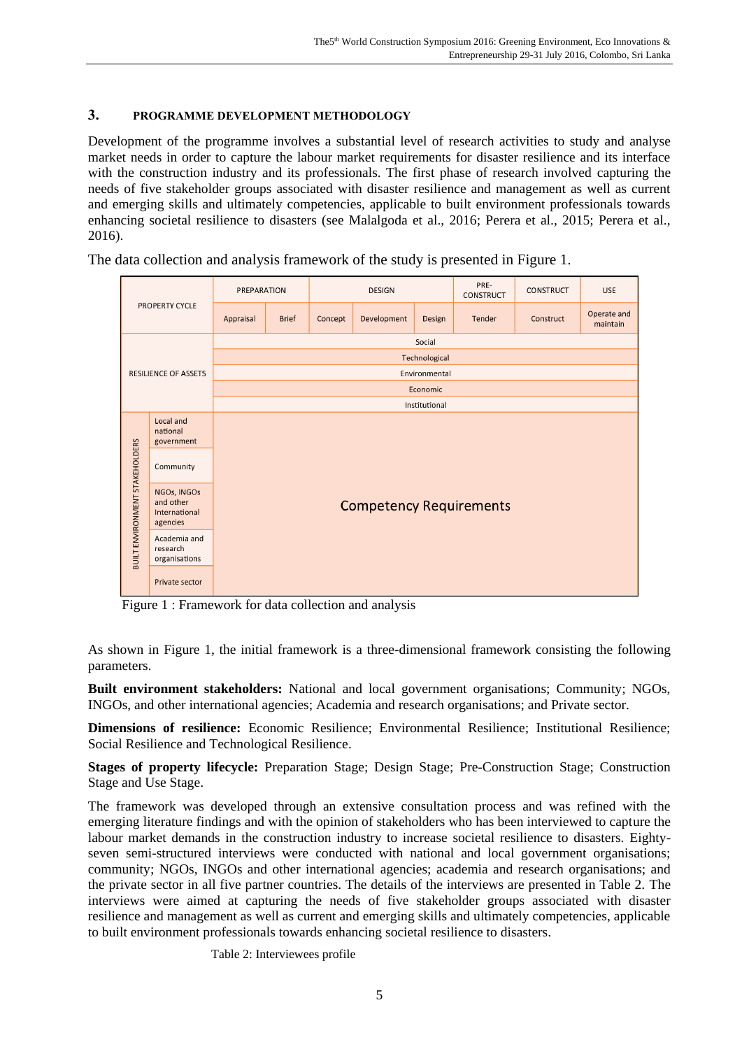## 3. PROGRAMME DEVELOPMENT METHODOLOGY

Development of the programme involves a substantial level of research activities to study and analyse market needs in order to capture the labour market requirements for disaster resilience and its interface with the construction industry and its professionals. The first phase of research involved capturing the needs of five stakeholder groups associated with disaster resilience and management as well as current and emerging skills and ultimately competencies, applicable to built environment professionals towards enhancing societal resilience to disasters (see Malalgoda et al., 2016; Perera et al., 2015; Perera et al., 2016).

The data collection and analysis framework of the study is presented in Figure 1.

| PROPERTY CYCLE | | PREPARATION | | DESIGN | | | PRE-CONSTRUCT | CONSTRUCT | USE |
|---|---|---|---|---|---|---|---|---|---|
| | | Appraisal | Brief | Concept | Development | Design | Tender | Construct | Operate and maintain |
| RESILIENCE OF ASSETS | | Social | | | | | | | |
| | | Technological | | | | | | | |
| | | Environmental | | | | | | | |
| | | Economic | | | | | | | |
| | | Institutional | | | | | | | |
| BUILT ENVIRONMENT STAKEHOLDERS | Local and national government | Competency Requirements | | | | | | | |
| | Community | | | | | | | | |
| | NGOs, INGOs and other International agencies | | | | | | | | |
| | Academia and research organisations | | | | | | | | |
| | Private sector | | | | | | | | |

Figure 1 : Framework for data collection and analysis

As shown in Figure 1, the initial framework is a three-dimensional framework consisting the following parameters.

**Built environment stakeholders:** National and local government organisations; Community; NGOs, INGOs, and other international agencies; Academia and research organisations; and Private sector.

**Dimensions of resilience:** Economic Resilience; Environmental Resilience; Institutional Resilience; Social Resilience and Technological Resilience.

**Stages of property lifecycle:** Preparation Stage; Design Stage; Pre-Construction Stage; Construction Stage and Use Stage.

The framework was developed through an extensive consultation process and was refined with the emerging literature findings and with the opinion of stakeholders who has been interviewed to capture the labour market demands in the construction industry to increase societal resilience to disasters. Eighty-seven semi-structured interviews were conducted with national and local government organisations; community; NGOs, INGOs and other international agencies; academia and research organisations; and the private sector in all five partner countries. The details of the interviews are presented in Table 2. The interviews were aimed at capturing the needs of five stakeholder groups associated with disaster resilience and management as well as current and emerging skills and ultimately competencies, applicable to built environment professionals towards enhancing societal resilience to disasters.

Table 2: Interviewees profile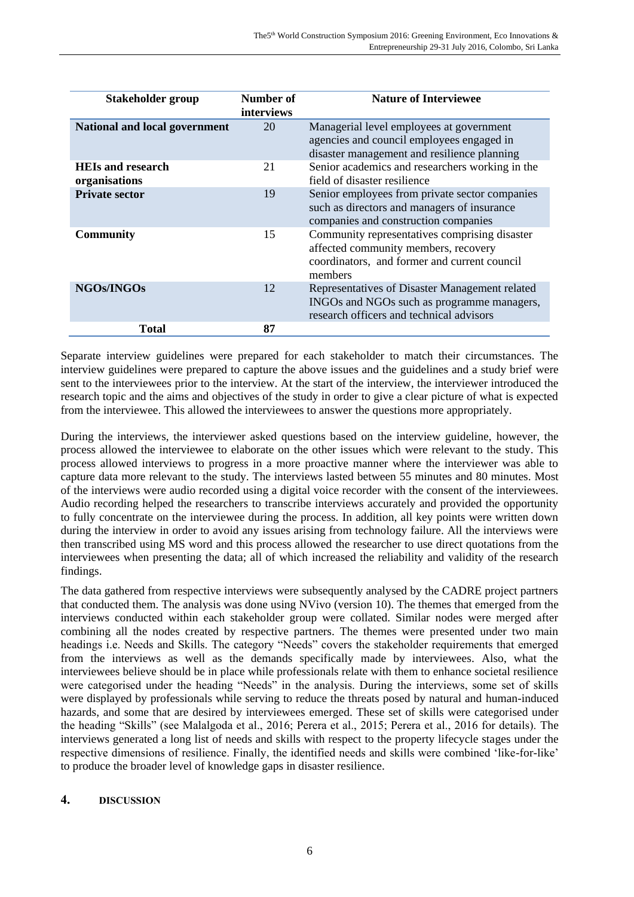| Stakeholder group | Number of interviews | Nature of Interviewee |
|---|---|---|
| **National and local government** | 20 | Managerial level employees at government agencies and council employees engaged in disaster management and resilience planning |
| **HEIs and research organisations** | 21 | Senior academics and researchers working in the field of disaster resilience |
| **Private sector** | 19 | Senior employees from private sector companies such as directors and managers of insurance companies and construction companies |
| **Community** | 15 | Community representatives comprising disaster affected community members, recovery coordinators, and former and current council members |
| **NGOs/INGOs** | 12 | Representatives of Disaster Management related INGOs and NGOs such as programme managers, research officers and technical advisors |
| **Total** | **87** | |

Separate interview guidelines were prepared for each stakeholder to match their circumstances. The interview guidelines were prepared to capture the above issues and the guidelines and a study brief were sent to the interviewees prior to the interview. At the start of the interview, the interviewer introduced the research topic and the aims and objectives of the study in order to give a clear picture of what is expected from the interviewee. This allowed the interviewees to answer the questions more appropriately.

During the interviews, the interviewer asked questions based on the interview guideline, however, the process allowed the interviewee to elaborate on the other issues which were relevant to the study. This process allowed interviews to progress in a more proactive manner where the interviewer was able to capture data more relevant to the study. The interviews lasted between 55 minutes and 80 minutes. Most of the interviews were audio recorded using a digital voice recorder with the consent of the interviewees. Audio recording helped the researchers to transcribe interviews accurately and provided the opportunity to fully concentrate on the interviewee during the process. In addition, all key points were written down during the interview in order to avoid any issues arising from technology failure. All the interviews were then transcribed using MS word and this process allowed the researcher to use direct quotations from the interviewees when presenting the data; all of which increased the reliability and validity of the research findings.

The data gathered from respective interviews were subsequently analysed by the CADRE project partners that conducted them. The analysis was done using NVivo (version 10). The themes that emerged from the interviews conducted within each stakeholder group were collated. Similar nodes were merged after combining all the nodes created by respective partners. The themes were presented under two main headings i.e. Needs and Skills. The category "Needs" covers the stakeholder requirements that emerged from the interviews as well as the demands specifically made by interviewees. Also, what the interviewees believe should be in place while professionals relate with them to enhance societal resilience were categorised under the heading "Needs" in the analysis. During the interviews, some set of skills were displayed by professionals while serving to reduce the threats posed by natural and human-induced hazards, and some that are desired by interviewees emerged. These set of skills were categorised under the heading "Skills" (see Malalgoda et al., 2016; Perera et al., 2015; Perera et al., 2016 for details). The interviews generated a long list of needs and skills with respect to the property lifecycle stages under the respective dimensions of resilience. Finally, the identified needs and skills were combined 'like-for-like' to produce the broader level of knowledge gaps in disaster resilience.

## 4. DISCUSSION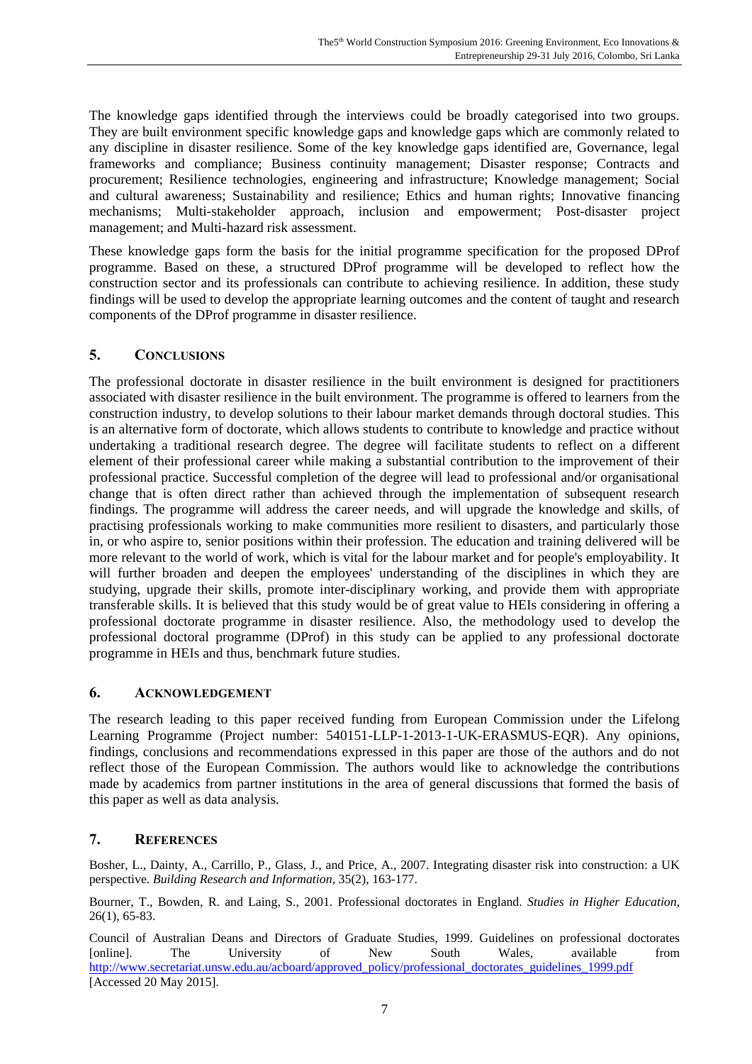The knowledge gaps identified through the interviews could be broadly categorised into two groups. They are built environment specific knowledge gaps and knowledge gaps which are commonly related to any discipline in disaster resilience. Some of the key knowledge gaps identified are, Governance, legal frameworks and compliance; Business continuity management; Disaster response; Contracts and procurement; Resilience technologies, engineering and infrastructure; Knowledge management; Social and cultural awareness; Sustainability and resilience; Ethics and human rights; Innovative financing mechanisms; Multi-stakeholder approach, inclusion and empowerment; Post-disaster project management; and Multi-hazard risk assessment.

These knowledge gaps form the basis for the initial programme specification for the proposed DProf programme. Based on these, a structured DProf programme will be developed to reflect how the construction sector and its professionals can contribute to achieving resilience. In addition, these study findings will be used to develop the appropriate learning outcomes and the content of taught and research components of the DProf programme in disaster resilience.

## 5. Conclusions

The professional doctorate in disaster resilience in the built environment is designed for practitioners associated with disaster resilience in the built environment. The programme is offered to learners from the construction industry, to develop solutions to their labour market demands through doctoral studies. This is an alternative form of doctorate, which allows students to contribute to knowledge and practice without undertaking a traditional research degree. The degree will facilitate students to reflect on a different element of their professional career while making a substantial contribution to the improvement of their professional practice. Successful completion of the degree will lead to professional and/or organisational change that is often direct rather than achieved through the implementation of subsequent research findings. The programme will address the career needs, and will upgrade the knowledge and skills, of practising professionals working to make communities more resilient to disasters, and particularly those in, or who aspire to, senior positions within their profession. The education and training delivered will be more relevant to the world of work, which is vital for the labour market and for people's employability. It will further broaden and deepen the employees' understanding of the disciplines in which they are studying, upgrade their skills, promote inter-disciplinary working, and provide them with appropriate transferable skills. It is believed that this study would be of great value to HEIs considering in offering a professional doctorate programme in disaster resilience. Also, the methodology used to develop the professional doctoral programme (DProf) in this study can be applied to any professional doctorate programme in HEIs and thus, benchmark future studies.

## 6. Acknowledgement

The research leading to this paper received funding from European Commission under the Lifelong Learning Programme (Project number: 540151-LLP-1-2013-1-UK-ERASMUS-EQR). Any opinions, findings, conclusions and recommendations expressed in this paper are those of the authors and do not reflect those of the European Commission. The authors would like to acknowledge the contributions made by academics from partner institutions in the area of general discussions that formed the basis of this paper as well as data analysis.

## 7. References

Bosher, L., Dainty, A., Carrillo, P., Glass, J., and Price, A., 2007. Integrating disaster risk into construction: a UK perspective. *Building Research and Information*, 35(2), 163-177.

Bourner, T., Bowden, R. and Laing, S., 2001. Professional doctorates in England. *Studies in Higher Education*, 26(1), 65-83.

Council of Australian Deans and Directors of Graduate Studies, 1999. Guidelines on professional doctorates [online]. The University of New South Wales, available from http://www.secretariat.unsw.edu.au/acboard/approved_policy/professional_doctorates_guidelines_1999.pdf [Accessed 20 May 2015].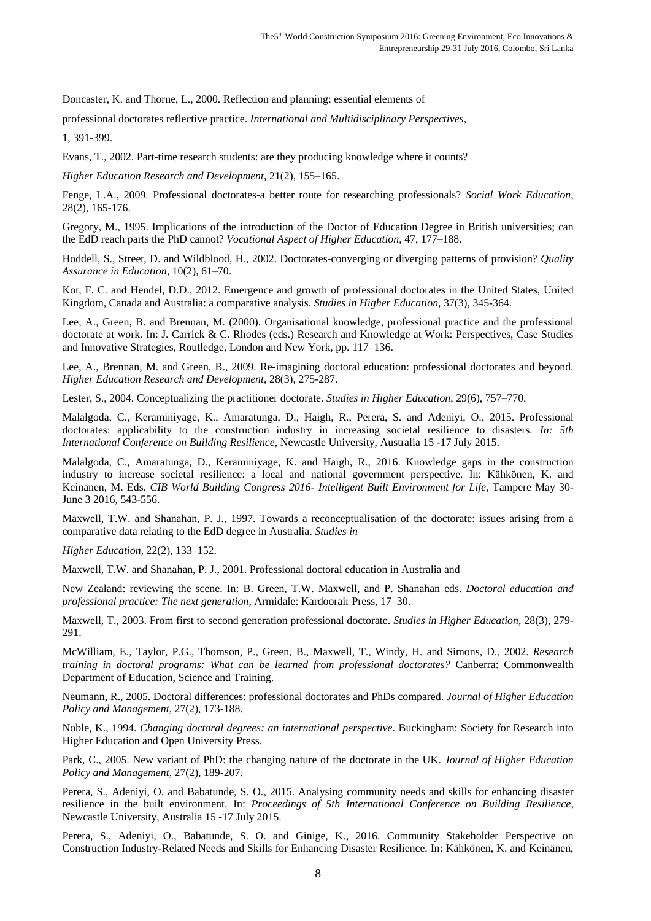Doncaster, K. and Thorne, L., 2000. Reflection and planning: essential elements of professional doctorates reflective practice. *International and Multidisciplinary Perspectives*, 1, 391-399.

Evans, T., 2002. Part-time research students: are they producing knowledge where it counts? *Higher Education Research and Development*, 21(2), 155–165.

Fenge, L.A., 2009. Professional doctorates-a better route for researching professionals? *Social Work Education*, 28(2), 165-176.

Gregory, M., 1995. Implications of the introduction of the Doctor of Education Degree in British universities; can the EdD reach parts the PhD cannot? *Vocational Aspect of Higher Education*, 47, 177–188.

Hoddell, S., Street, D. and Wildblood, H., 2002. Doctorates-converging or diverging patterns of provision? *Quality Assurance in Education*, 10(2), 61–70.

Kot, F. C. and Hendel, D.D., 2012. Emergence and growth of professional doctorates in the United States, United Kingdom, Canada and Australia: a comparative analysis. *Studies in Higher Education*, 37(3), 345-364.

Lee, A., Green, B. and Brennan, M. (2000). Organisational knowledge, professional practice and the professional doctorate at work. In: J. Carrick & C. Rhodes (eds.) Research and Knowledge at Work: Perspectives, Case Studies and Innovative Strategies, Routledge, London and New York, pp. 117–136.

Lee, A., Brennan, M. and Green, B., 2009. Re-imagining doctoral education: professional doctorates and beyond. *Higher Education Research and Development*, 28(3), 275-287.

Lester, S., 2004. Conceptualizing the practitioner doctorate. *Studies in Higher Education*, 29(6), 757–770.

Malalgoda, C., Keraminiyage, K., Amaratunga, D., Haigh, R., Perera, S. and Adeniyi, O., 2015. Professional doctorates: applicability to the construction industry in increasing societal resilience to disasters. *In: 5th International Conference on Building Resilience*, Newcastle University, Australia 15 -17 July 2015.

Malalgoda, C., Amaratunga, D., Keraminiyage, K. and Haigh, R., 2016. Knowledge gaps in the construction industry to increase societal resilience: a local and national government perspective. In: Kähkönen, K. and Keinänen, M. Eds. *CIB World Building Congress 2016- Intelligent Built Environment for Life*, Tampere May 30-June 3 2016, 543-556.

Maxwell, T.W. and Shanahan, P. J., 1997. Towards a reconceptualisation of the doctorate: issues arising from a comparative data relating to the EdD degree in Australia. *Studies in Higher Education*, 22(2), 133–152.

Maxwell, T.W. and Shanahan, P. J., 2001. Professional doctoral education in Australia and New Zealand: reviewing the scene. In: B. Green, T.W. Maxwell, and P. Shanahan eds. *Doctoral education and professional practice: The next generation*, Armidale: Kardoorair Press, 17–30.

Maxwell, T., 2003. From first to second generation professional doctorate. *Studies in Higher Education*, 28(3), 279-291.

McWilliam, E., Taylor, P.G., Thomson, P., Green, B., Maxwell, T., Windy, H. and Simons, D., 2002. *Research training in doctoral programs: What can be learned from professional doctorates?* Canberra: Commonwealth Department of Education, Science and Training.

Neumann, R., 2005. Doctoral differences: professional doctorates and PhDs compared. *Journal of Higher Education Policy and Management*, 27(2), 173-188.

Noble, K., 1994. *Changing doctoral degrees: an international perspective*. Buckingham: Society for Research into Higher Education and Open University Press.

Park, C., 2005. New variant of PhD: the changing nature of the doctorate in the UK. *Journal of Higher Education Policy and Management*, 27(2), 189-207.

Perera, S., Adeniyi, O. and Babatunde, S. O., 2015. Analysing community needs and skills for enhancing disaster resilience in the built environment. In: *Proceedings of 5th International Conference on Building Resilience*, Newcastle University, Australia 15 -17 July 2015.

Perera, S., Adeniyi, O., Babatunde, S. O. and Ginige, K., 2016. Community Stakeholder Perspective on Construction Industry-Related Needs and Skills for Enhancing Disaster Resilience. In: Kähkönen, K. and Keinänen,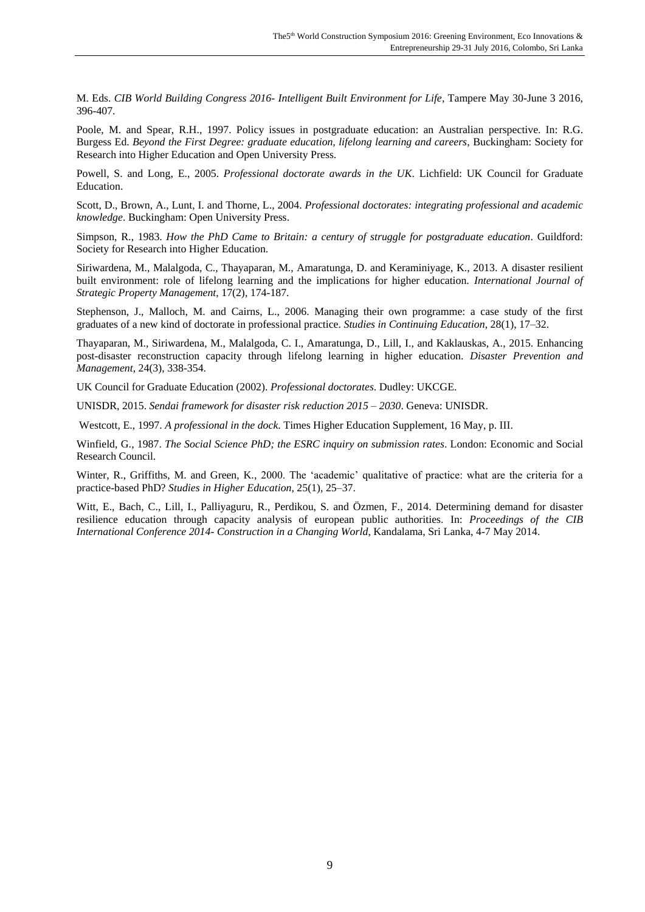M. Eds. *CIB World Building Congress 2016- Intelligent Built Environment for Life*, Tampere May 30-June 3 2016, 396-407.

Poole, M. and Spear, R.H., 1997. Policy issues in postgraduate education: an Australian perspective. In: R.G. Burgess Ed. *Beyond the First Degree: graduate education, lifelong learning and careers*, Buckingham: Society for Research into Higher Education and Open University Press.

Powell, S. and Long, E., 2005. *Professional doctorate awards in the UK*. Lichfield: UK Council for Graduate Education.

Scott, D., Brown, A., Lunt, I. and Thorne, L., 2004. *Professional doctorates: integrating professional and academic knowledge*. Buckingham: Open University Press.

Simpson, R., 1983. *How the PhD Came to Britain: a century of struggle for postgraduate education*. Guildford: Society for Research into Higher Education.

Siriwardena, M., Malalgoda, C., Thayaparan, M., Amaratunga, D. and Keraminiyage, K., 2013. A disaster resilient built environment: role of lifelong learning and the implications for higher education. *International Journal of Strategic Property Management*, 17(2), 174-187.

Stephenson, J., Malloch, M. and Cairns, L., 2006. Managing their own programme: a case study of the first graduates of a new kind of doctorate in professional practice. *Studies in Continuing Education*, 28(1), 17–32.

Thayaparan, M., Siriwardena, M., Malalgoda, C. I., Amaratunga, D., Lill, I., and Kaklauskas, A., 2015. Enhancing post-disaster reconstruction capacity through lifelong learning in higher education. *Disaster Prevention and Management*, 24(3), 338-354.

UK Council for Graduate Education (2002). *Professional doctorates*. Dudley: UKCGE.

UNISDR, 2015. *Sendai framework for disaster risk reduction 2015 – 2030*. Geneva: UNISDR.

Westcott, E., 1997. *A professional in the dock*. Times Higher Education Supplement, 16 May, p. III.

Winfield, G., 1987. *The Social Science PhD; the ESRC inquiry on submission rates*. London: Economic and Social Research Council.

Winter, R., Griffiths, M. and Green, K., 2000. The 'academic' qualitative of practice: what are the criteria for a practice-based PhD? *Studies in Higher Education*, 25(1), 25–37.

Witt, E., Bach, C., Lill, I., Palliyaguru, R., Perdikou, S. and Özmen, F., 2014. Determining demand for disaster resilience education through capacity analysis of european public authorities. In: *Proceedings of the CIB International Conference 2014- Construction in a Changing World*, Kandalama, Sri Lanka, 4-7 May 2014.